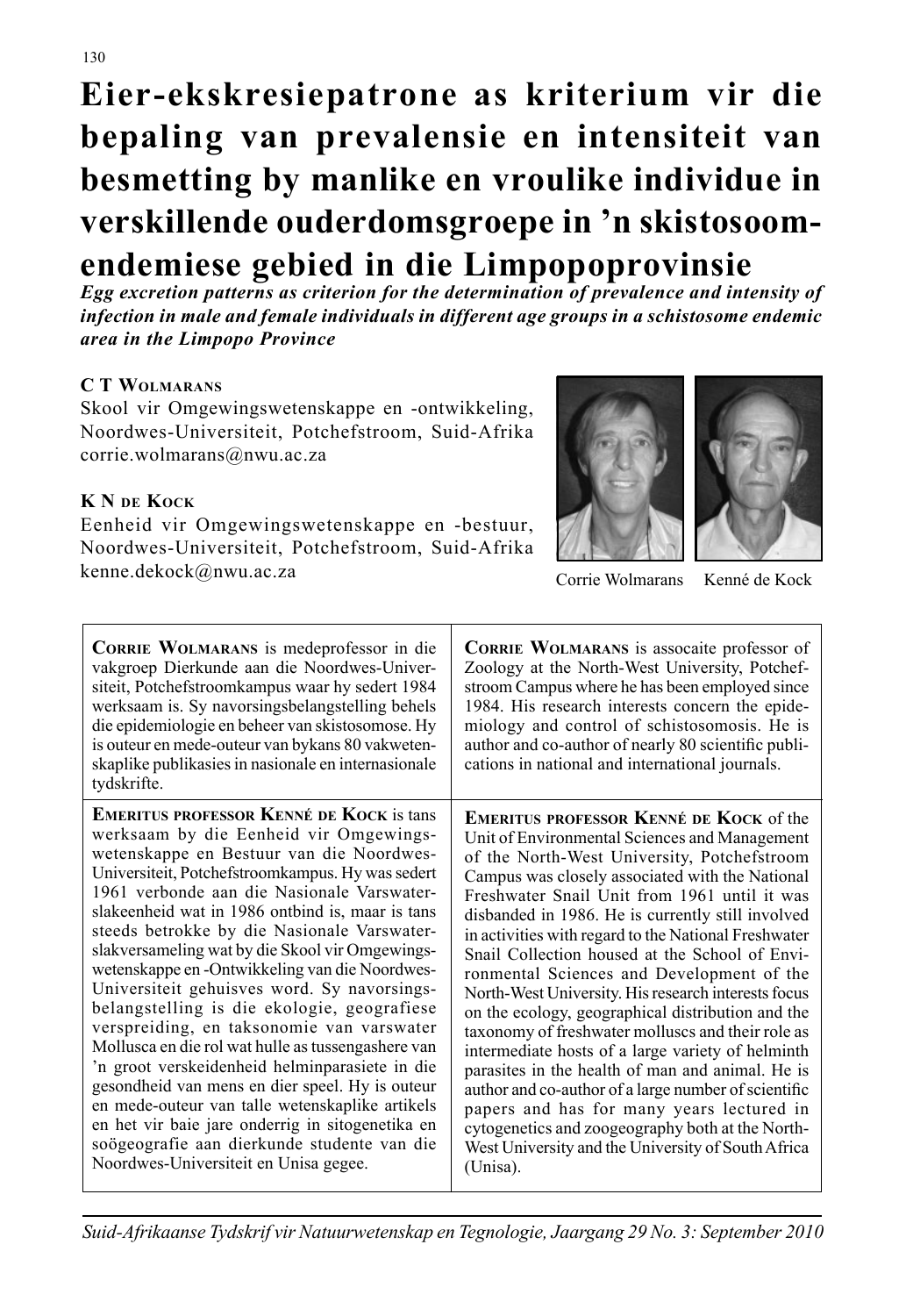# Eier-ekskresiepatrone as kriterium vir die bepaling van prevalensie en intensiteit van besmetting by manlike en vroulike individue in verskillende ouderdomsgroepe in 'n skistosoom-endemiese gebied in die Limpopoprovinsie

***Egg excretion patterns as criterion for the determination of prevalence and intensity of infection in male and female individuals in different age groups in a schistosome endemic area in the Limpopo Province***

**C T Wolmarans**
Skool vir Omgewingswetenskappe en -ontwikkeling, Noordwes-Universiteit, Potchefstroom, Suid-Afrika
corrie.wolmarans@nwu.ac.za

**K N de Kock**
Eenheid vir Omgewingswetenskappe en -bestuur, Noordwes-Universiteit, Potchefstroom, Suid-Afrika
kenne.dekock@nwu.ac.za

Corrie Wolmarans Kenné de Kock

**Corrie Wolmarans** is medeprofessor in die vakgroep Dierkunde aan die Noordwes-Universiteit, Potchefstroomkampus waar hy sedert 1984 werksaam is. Sy navorsingsbelangstelling behels die epidemiologie en beheer van skistosomose. Hy is outeur en mede-outeur van bykans 80 vakwetenskaplike publikasies in nasionale en internasionale tydskrifte.

**Corrie Wolmarans** is assocaite professor of Zoology at the North-West University, Potchefstroom Campus where he has been employed since 1984. His research interests concern the epidemiology and control of schistosomosis. He is author and co-author of nearly 80 scientific publications in national and international journals.

**Emeritus professor Kenné de Kock** is tans werksaam by die Eenheid vir Omgewingswetenskappe en Bestuur van die Noordwes-Universiteit, Potchefstroomkampus. Hy was sedert 1961 verbonde aan die Nasionale Varswaterslakeenheid wat in 1986 ontbind is, maar is tans steeds betrokke by die Nasionale Varswaterslakversameling wat by die Skool vir Omgewingswetenskappe en -Ontwikkeling van die Noordwes-Universiteit gehuisves word. Sy navorsingsbelangstelling is die ekologie, geografiese verspreiding, en taksonomie van varswater Mollusca en die rol wat hulle as tussengashere van 'n groot verskeidenheid helminparasiete in die gesondheid van mens en dier speel. Hy is outeur en mede-outeur van talle wetenskaplike artikels en het vir baie jare onderrig in sitogenetika en soögeografie aan dierkunde studente van die Noordwes-Universiteit en Unisa gegee.

**Emeritus professor Kenné de Kock** of the Unit of Environmental Sciences and Management of the North-West University, Potchefstroom Campus was closely associated with the National Freshwater Snail Unit from 1961 until it was disbanded in 1986. He is currently still involved in activities with regard to the National Freshwater Snail Collection housed at the School of Environmental Sciences and Development of the North-West University. His research interests focus on the ecology, geographical distribution and the taxonomy of freshwater molluscs and their role as intermediate hosts of a large variety of helminth parasites in the health of man and animal. He is author and co-author of a large number of scientific papers and has for many years lectured in cytogenetics and zoogeography both at the North-West University and the University of South Africa (Unisa).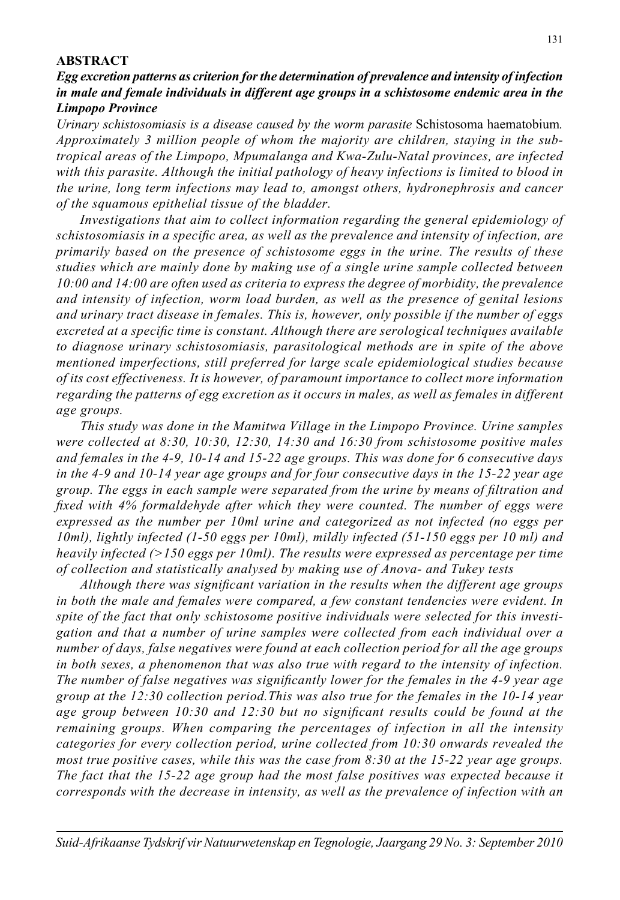## ABSTRACT

***Egg excretion patterns as criterion for the determination of prevalence and intensity of infection in male and female individuals in different age groups in a schistosome endemic area in the Limpopo Province***

*Urinary schistosomiasis is a disease caused by the worm parasite* Schistosoma haematobium*. Approximately 3 million people of whom the majority are children, staying in the sub-tropical areas of the Limpopo, Mpumalanga and Kwa-Zulu-Natal provinces, are infected with this parasite. Although the initial pathology of heavy infections is limited to blood in the urine, long term infections may lead to, amongst others, hydronephrosis and cancer of the squamous epithelial tissue of the bladder.*

*Investigations that aim to collect information regarding the general epidemiology of schistosomiasis in a specific area, as well as the prevalence and intensity of infection, are primarily based on the presence of schistosome eggs in the urine. The results of these studies which are mainly done by making use of a single urine sample collected between 10:00 and 14:00 are often used as criteria to express the degree of morbidity, the prevalence and intensity of infection, worm load burden, as well as the presence of genital lesions and urinary tract disease in females. This is, however, only possible if the number of eggs excreted at a specific time is constant. Although there are serological techniques available to diagnose urinary schistosomiasis, parasitological methods are in spite of the above mentioned imperfections, still preferred for large scale epidemiological studies because of its cost effectiveness. It is however, of paramount importance to collect more information regarding the patterns of egg excretion as it occurs in males, as well as females in different age groups.*

*This study was done in the Mamitwa Village in the Limpopo Province. Urine samples were collected at 8:30, 10:30, 12:30, 14:30 and 16:30 from schistosome positive males and females in the 4-9, 10-14 and 15-22 age groups. This was done for 6 consecutive days in the 4-9 and 10-14 year age groups and for four consecutive days in the 15-22 year age group. The eggs in each sample were separated from the urine by means of filtration and fixed with 4% formaldehyde after which they were counted. The number of eggs were expressed as the number per 10ml urine and categorized as not infected (no eggs per 10ml), lightly infected (1-50 eggs per 10ml), mildly infected (51-150 eggs per 10 ml) and heavily infected (>150 eggs per 10ml). The results were expressed as percentage per time of collection and statistically analysed by making use of Anova- and Tukey tests*

*Although there was significant variation in the results when the different age groups in both the male and females were compared, a few constant tendencies were evident. In spite of the fact that only schistosome positive individuals were selected for this investigation and that a number of urine samples were collected from each individual over a number of days, false negatives were found at each collection period for all the age groups in both sexes, a phenomenon that was also true with regard to the intensity of infection. The number of false negatives was significantly lower for the females in the 4-9 year age group at the 12:30 collection period.This was also true for the females in the 10-14 year age group between 10:30 and 12:30 but no significant results could be found at the remaining groups. When comparing the percentages of infection in all the intensity categories for every collection period, urine collected from 10:30 onwards revealed the most true positive cases, while this was the case from 8:30 at the 15-22 year age groups. The fact that the 15-22 age group had the most false positives was expected because it corresponds with the decrease in intensity, as well as the prevalence of infection with an*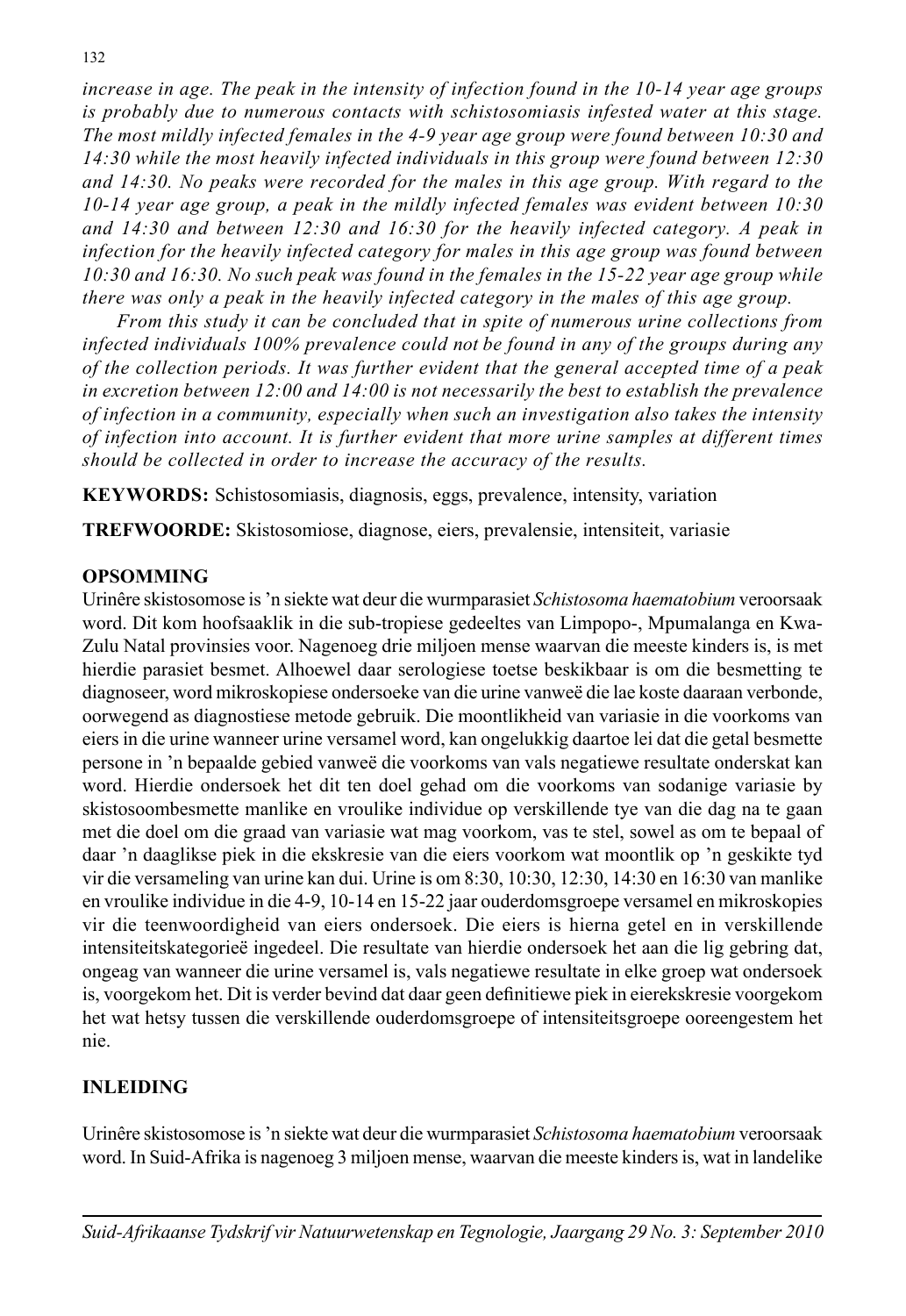*increase in age. The peak in the intensity of infection found in the 10-14 year age groups is probably due to numerous contacts with schistosomiasis infested water at this stage. The most mildly infected females in the 4-9 year age group were found between 10:30 and 14:30 while the most heavily infected individuals in this group were found between 12:30 and 14:30. No peaks were recorded for the males in this age group. With regard to the 10-14 year age group, a peak in the mildly infected females was evident between 10:30 and 14:30 and between 12:30 and 16:30 for the heavily infected category. A peak in infection for the heavily infected category for males in this age group was found between 10:30 and 16:30. No such peak was found in the females in the 15-22 year age group while there was only a peak in the heavily infected category in the males of this age group.*

*From this study it can be concluded that in spite of numerous urine collections from infected individuals 100% prevalence could not be found in any of the groups during any of the collection periods. It was further evident that the general accepted time of a peak in excretion between 12:00 and 14:00 is not necessarily the best to establish the prevalence of infection in a community, especially when such an investigation also takes the intensity of infection into account. It is further evident that more urine samples at different times should be collected in order to increase the accuracy of the results.*

**KEYWORDS:** Schistosomiasis, diagnosis, eggs, prevalence, intensity, variation

**TREFWOORDE:** Skistosomiose, diagnose, eiers, prevalensie, intensiteit, variasie

## OPSOMMING

Urinêre skistosomose is 'n siekte wat deur die wurmparasiet *Schistosoma haematobium* veroorsaak word. Dit kom hoofsaaklik in die sub-tropiese gedeeltes van Limpopo-, Mpumalanga en Kwa-Zulu Natal provinsies voor. Nagenoeg drie miljoen mense waarvan die meeste kinders is, is met hierdie parasiet besmet. Alhoewel daar serologiese toetse beskikbaar is om die besmetting te diagnoseer, word mikroskopiese ondersoeke van die urine vanweë die lae koste daaraan verbonde, oorwegend as diagnostiese metode gebruik. Die moontlikheid van variasie in die voorkoms van eiers in die urine wanneer urine versamel word, kan ongelukkig daartoe lei dat die getal besmette persone in 'n bepaalde gebied vanweë die voorkoms van vals negatiewe resultate onderskat kan word. Hierdie ondersoek het dit ten doel gehad om die voorkoms van sodanige variasie by skistosoombesmette manlike en vroulike individue op verskillende tye van die dag na te gaan met die doel om die graad van variasie wat mag voorkom, vas te stel, sowel as om te bepaal of daar 'n daaglikse piek in die ekskresie van die eiers voorkom wat moontlik op 'n geskikte tyd vir die versameling van urine kan dui. Urine is om 8:30, 10:30, 12:30, 14:30 en 16:30 van manlike en vroulike individue in die 4-9, 10-14 en 15-22 jaar ouderdomsgroepe versamel en mikroskopies vir die teenwoordigheid van eiers ondersoek. Die eiers is hierna getel en in verskillende intensiteitskategorieë ingedeel. Die resultate van hierdie ondersoek het aan die lig gebring dat, ongeag van wanneer die urine versamel is, vals negatiewe resultate in elke groep wat ondersoek is, voorgekom het. Dit is verder bevind dat daar geen definitiewe piek in eierekskresie voorgekom het wat hetsy tussen die verskillende ouderdomsgroepe of intensiteitsgroepe ooreengestem het nie.

## INLEIDING

Urinêre skistosomose is 'n siekte wat deur die wurmparasiet *Schistosoma haematobium* veroorsaak word. In Suid-Afrika is nagenoeg 3 miljoen mense, waarvan die meeste kinders is, wat in landelike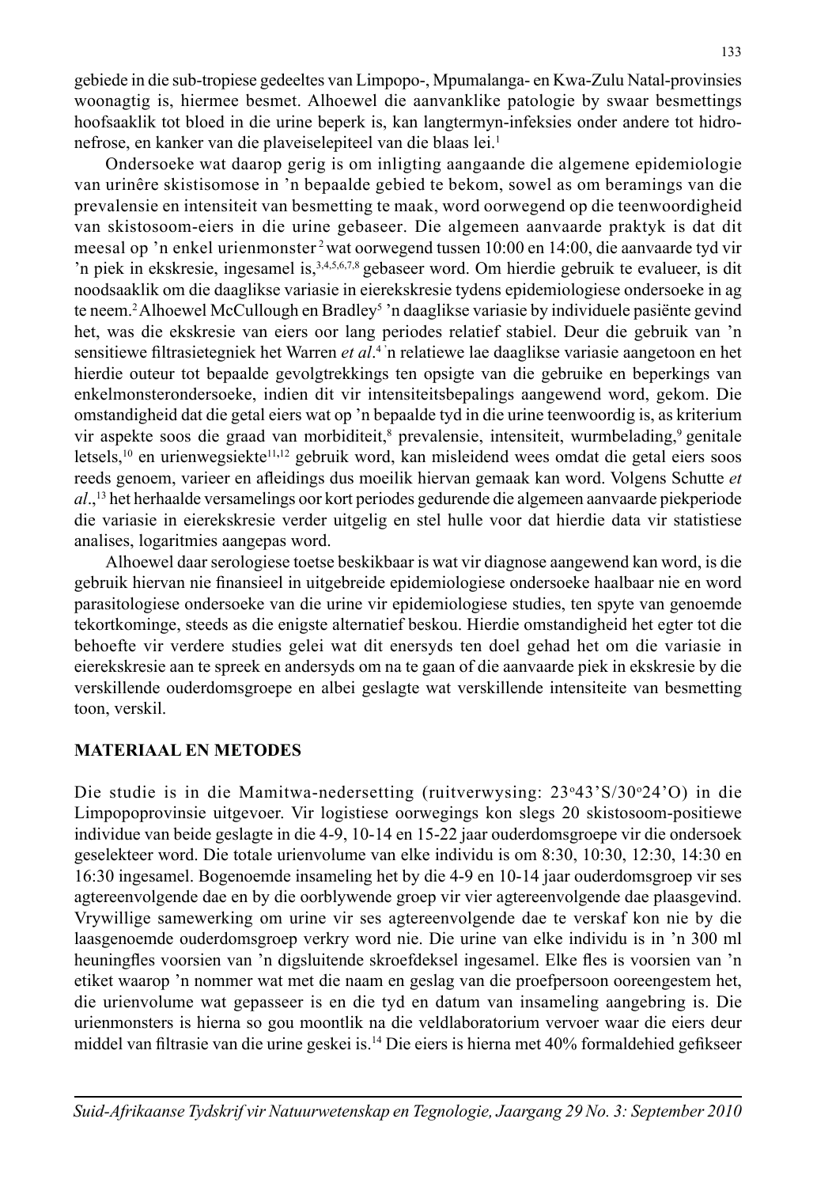gebiede in die sub-tropiese gedeeltes van Limpopo-, Mpumalanga- en Kwa-Zulu Natal-provinsies woonagtig is, hiermee besmet. Alhoewel die aanvanklike patologie by swaar besmettings hoofsaaklik tot bloed in die urine beperk is, kan langtermyn-infeksies onder andere tot hidronefrose, en kanker van die plaveiselepiteel van die blaas lei.[1]

Ondersoeke wat daarop gerig is om inligting aangaande die algemene epidemiologie van urinêre skistisomose in 'n bepaalde gebied te bekom, sowel as om beramings van die prevalensie en intensiteit van besmetting te maak, word oorwegend op die teenwoordigheid van skistosoom-eiers in die urine gebaseer. Die algemeen aanvaarde praktyk is dat dit meesal op 'n enkel urienmonster[2] wat oorwegend tussen 10:00 en 14:00, die aanvaarde tyd vir 'n piek in ekskresie, ingesamel is,[3,4,5,6,7,8] gebaseer word. Om hierdie gebruik te evalueer, is dit noodsaaklik om die daaglikse variasie in eierekskresie tydens epidemiologiese ondersoeke in ag te neem.[2] Alhoewel McCullough en Bradley[5] 'n daaglikse variasie by individuele pasiënte gevind het, was die ekskresie van eiers oor lang periodes relatief stabiel. Deur die gebruik van 'n sensitiewe filtrasietegniek het Warren *et al*.[4] 'n relatiewe lae daaglikse variasie aangetoon en het hierdie outeur tot bepaalde gevolgtrekkings ten opsigte van die gebruike en beperkings van enkelmonsterondersoeke, indien dit vir intensiteitsbepalings aangewend word, gekom. Die omstandigheid dat die getal eiers wat op 'n bepaalde tyd in die urine teenwoordig is, as kriterium vir aspekte soos die graad van morbiditeit,[8] prevalensie, intensiteit, wurmbelading,[9] genitale letsels,[10] en urienwegsiekte[11,12] gebruik word, kan misleidend wees omdat die getal eiers soos reeds genoem, varieer en afleidings dus moeilik hiervan gemaak kan word. Volgens Schutte *et al*.,[13] het herhaalde versamelings oor kort periodes gedurende die algemeen aanvaarde piekperiode die variasie in eierekskresie verder uitgelig en stel hulle voor dat hierdie data vir statistiese analises, logaritmies aangepas word.

Alhoewel daar serologiese toetse beskikbaar is wat vir diagnose aangewend kan word, is die gebruik hiervan nie finansieel in uitgebreide epidemiologiese ondersoeke haalbaar nie en word parasitologiese ondersoeke van die urine vir epidemiologiese studies, ten spyte van genoemde tekortkominge, steeds as die enigste alternatief beskou. Hierdie omstandigheid het egter tot die behoefte vir verdere studies gelei wat dit enersyds ten doel gehad het om die variasie in eierekskresie aan te spreek en andersyds om na te gaan of die aanvaarde piek in ekskresie by die verskillende ouderdomsgroepe en albei geslagte wat verskillende intensiteite van besmetting toon, verskil.

## MATERIAAL EN METODES

Die studie is in die Mamitwa-nedersetting (ruitverwysing: 23°43'S/30°24'O) in die Limpopoprovinsie uitgevoer. Vir logistiese oorwegings kon slegs 20 skistosoom-positiewe individue van beide geslagte in die 4-9, 10-14 en 15-22 jaar ouderdomsgroepe vir die ondersoek geselekteer word. Die totale urienvolume van elke individu is om 8:30, 10:30, 12:30, 14:30 en 16:30 ingesamel. Bogenoemde insameling het by die 4-9 en 10-14 jaar ouderdomsgroep vir ses agtereenvolgende dae en by die oorblywende groep vir vier agtereenvolgende dae plaasgevind. Vrywillige samewerking om urine vir ses agtereenvolgende dae te verskaf kon nie by die laasgenoemde ouderdomsgroep verkry word nie. Die urine van elke individu is in 'n 300 ml heuningfles voorsien van 'n digsluitende skroefdeksel ingesamel. Elke fles is voorsien van 'n etiket waarop 'n nommer wat met die naam en geslag van die proefpersoon ooreengestem het, die urienvolume wat gepasseer is en die tyd en datum van insameling aangebring is. Die urienmonsters is hierna so gou moontlik na die veldlaboratorium vervoer waar die eiers deur middel van filtrasie van die urine geskei is.[14] Die eiers is hierna met 40% formaldehied gefikseer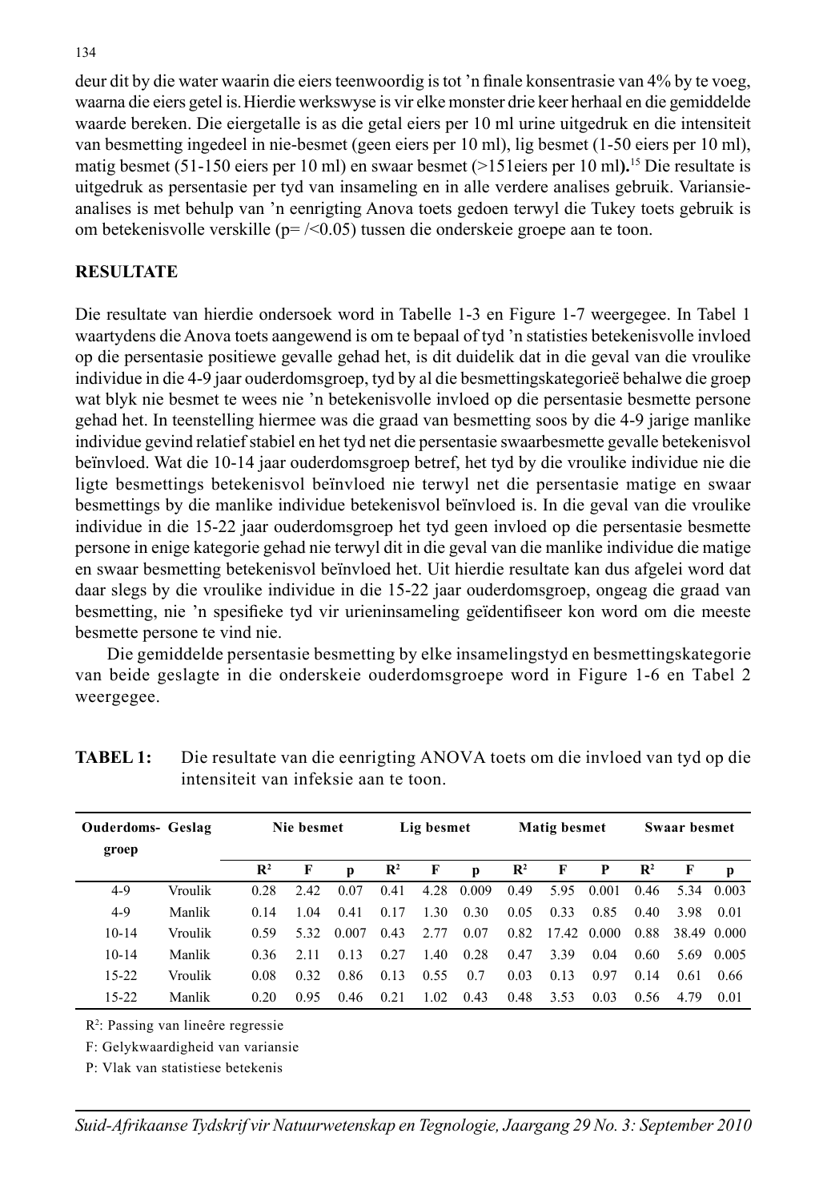deur dit by die water waarin die eiers teenwoordig is tot 'n finale konsentrasie van 4% by te voeg, waarna die eiers getel is. Hierdie werkswyse is vir elke monster drie keer herhaal en die gemiddelde waarde bereken. Die eiergetalle is as die getal eiers per 10 ml urine uitgedruk en die intensiteit van besmetting ingedeel in nie-besmet (geen eiers per 10 ml), lig besmet (1-50 eiers per 10 ml), matig besmet (51-150 eiers per 10 ml) en swaar besmet (>151eiers per 10 ml**)**.[15] Die resultate is uitgedruk as persentasie per tyd van insameling en in alle verdere analises gebruik. Variansie-analises is met behulp van 'n eenrigting Anova toets gedoen terwyl die Tukey toets gebruik is om betekenisvolle verskille (p= /<0.05) tussen die onderskeie groepe aan te toon.

## RESULTATE

Die resultate van hierdie ondersoek word in Tabelle 1-3 en Figure 1-7 weergegee. In Tabel 1 waartydens die Anova toets aangewend is om te bepaal of tyd 'n statisties betekenisvolle invloed op die persentasie positiewe gevalle gehad het, is dit duidelik dat in die geval van die vroulike individue in die 4-9 jaar ouderdomsgroep, tyd by al die besmettingskategorieë behalwe die groep wat blyk nie besmet te wees nie 'n betekenisvolle invloed op die persentasie besmette persone gehad het. In teenstelling hiermee was die graad van besmetting soos by die 4-9 jarige manlike individue gevind relatief stabiel en het tyd net die persentasie swaarbesmette gevalle betekenisvol beïnvloed. Wat die 10-14 jaar ouderdomsgroep betref, het tyd by die vroulike individue nie die ligte besmettings betekenisvol beïnvloed nie terwyl net die persentasie matige en swaar besmettings by die manlike individue betekenisvol beïnvloed is. In die geval van die vroulike individue in die 15-22 jaar ouderdomsgroep het tyd geen invloed op die persentasie besmette persone in enige kategorie gehad nie terwyl dit in die geval van die manlike individue die matige en swaar besmetting betekenisvol beïnvloed het. Uit hierdie resultate kan dus afgelei word dat daar slegs by die vroulike individue in die 15-22 jaar ouderdomsgroep, ongeag die graad van besmetting, nie 'n spesifieke tyd vir urieninsameling geïdentifiseer kon word om die meeste besmette persone te vind nie.

Die gemiddelde persentasie besmetting by elke insamelingstyd en besmettingskategorie van beide geslagte in die onderskeie ouderdomsgroepe word in Figure 1-6 en Tabel 2 weergegee.

**TABEL 1:** Die resultate van die eenrigting ANOVA toets om die invloed van tyd op die intensiteit van infeksie aan te toon.

| Ouderdoms-groep | Geslag | Nie besmet | | | Lig besmet | | | Matig besmet | | | Swaar besmet | | |
|---|---|---|---|---|---|---|---|---|---|---|---|---|---|
| | | $R^2$ | F | p | $R^2$ | F | p | $R^2$ | F | P | $R^2$ | F | p |
| 4-9 | Vroulik | 0.28 | 2.42 | 0.07 | 0.41 | 4.28 | 0.009 | 0.49 | 5.95 | 0.001 | 0.46 | 5.34 | 0.003 |
| 4-9 | Manlik | 0.14 | 1.04 | 0.41 | 0.17 | 1.30 | 0.30 | 0.05 | 0.33 | 0.85 | 0.40 | 3.98 | 0.01 |
| 10-14 | Vroulik | 0.59 | 5.32 | 0.007 | 0.43 | 2.77 | 0.07 | 0.82 | 17.42 | 0.000 | 0.88 | 38.49 | 0.000 |
| 10-14 | Manlik | 0.36 | 2.11 | 0.13 | 0.27 | 1.40 | 0.28 | 0.47 | 3.39 | 0.04 | 0.60 | 5.69 | 0.005 |
| 15-22 | Vroulik | 0.08 | 0.32 | 0.86 | 0.13 | 0.55 | 0.7 | 0.03 | 0.13 | 0.97 | 0.14 | 0.61 | 0.66 |
| 15-22 | Manlik | 0.20 | 0.95 | 0.46 | 0.21 | 1.02 | 0.43 | 0.48 | 3.53 | 0.03 | 0.56 | 4.79 | 0.01 |

$R^2$: Passing van lineêre regressie

F: Gelykwaardigheid van variansie

P: Vlak van statistiese betekenis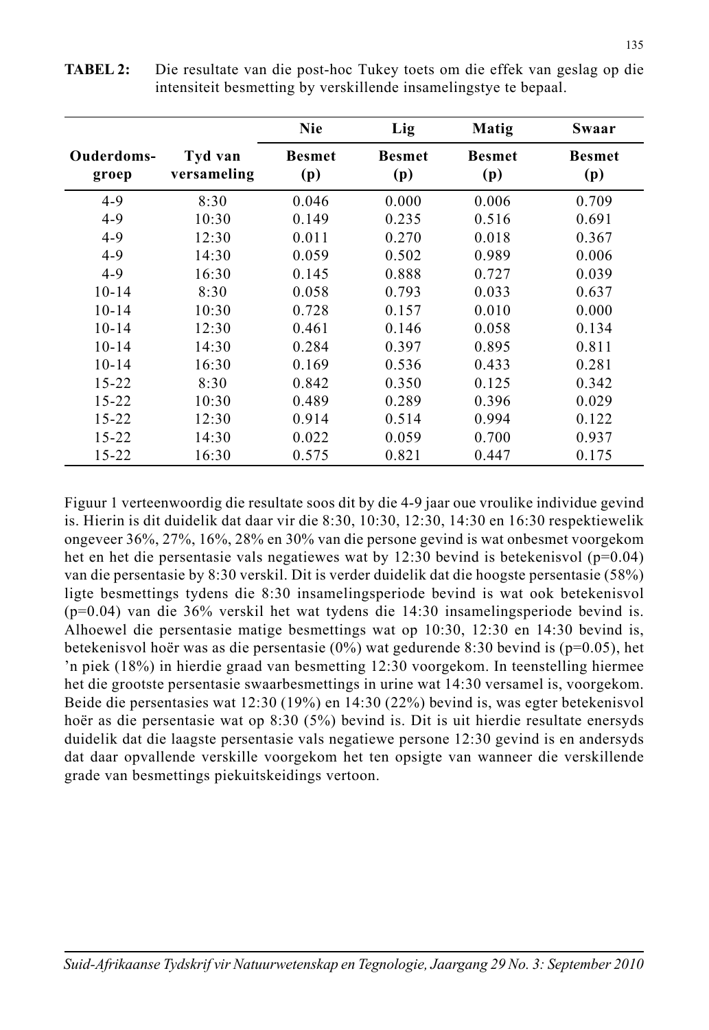**TABEL 2:** Die resultate van die post-hoc Tukey toets om die effek van geslag op die intensiteit besmetting by verskillende insamelingstye te bepaal.

| | | Nie | Lig | Matig | Swaar |
|---|---|---|---|---|---|
| **Ouderdoms-groep** | **Tyd van versameling** | **Besmet (p)** | **Besmet (p)** | **Besmet (p)** | **Besmet (p)** |
| 4-9 | 8:30 | 0.046 | 0.000 | 0.006 | 0.709 |
| 4-9 | 10:30 | 0.149 | 0.235 | 0.516 | 0.691 |
| 4-9 | 12:30 | 0.011 | 0.270 | 0.018 | 0.367 |
| 4-9 | 14:30 | 0.059 | 0.502 | 0.989 | 0.006 |
| 4-9 | 16:30 | 0.145 | 0.888 | 0.727 | 0.039 |
| 10-14 | 8:30 | 0.058 | 0.793 | 0.033 | 0.637 |
| 10-14 | 10:30 | 0.728 | 0.157 | 0.010 | 0.000 |
| 10-14 | 12:30 | 0.461 | 0.146 | 0.058 | 0.134 |
| 10-14 | 14:30 | 0.284 | 0.397 | 0.895 | 0.811 |
| 10-14 | 16:30 | 0.169 | 0.536 | 0.433 | 0.281 |
| 15-22 | 8:30 | 0.842 | 0.350 | 0.125 | 0.342 |
| 15-22 | 10:30 | 0.489 | 0.289 | 0.396 | 0.029 |
| 15-22 | 12:30 | 0.914 | 0.514 | 0.994 | 0.122 |
| 15-22 | 14:30 | 0.022 | 0.059 | 0.700 | 0.937 |
| 15-22 | 16:30 | 0.575 | 0.821 | 0.447 | 0.175 |

Figuur 1 verteenwoordig die resultate soos dit by die 4-9 jaar oue vroulike individue gevind is. Hierin is dit duidelik dat daar vir die 8:30, 10:30, 12:30, 14:30 en 16:30 respektiewelik ongeveer 36%, 27%, 16%, 28% en 30% van die persone gevind is wat onbesmet voorgekom het en het die persentasie vals negatiewes wat by 12:30 bevind is betekenisvol ($p=0.04$) van die persentasie by 8:30 verskil. Dit is verder duidelik dat die hoogste persentasie (58%) ligte besmettings tydens die 8:30 insamelingsperiode bevind is wat ook betekenisvol ($p=0.04$) van die 36% verskil het wat tydens die 14:30 insamelingsperiode bevind is. Alhoewel die persentasie matige besmettings wat op 10:30, 12:30 en 14:30 bevind is, betekenisvol hoër was as die persentasie (0%) wat gedurende 8:30 bevind is ($p=0.05$), het 'n piek (18%) in hierdie graad van besmetting 12:30 voorgekom. In teenstelling hiermee het die grootste persentasie swaarbesmettings in urine wat 14:30 versamel is, voorgekom. Beide die persentasies wat 12:30 (19%) en 14:30 (22%) bevind is, was egter betekenisvol hoër as die persentasie wat op 8:30 (5%) bevind is. Dit is uit hierdie resultate enersyds duidelik dat die laagste persentasie vals negatiewe persone 12:30 gevind is en andersyds dat daar opvallende verskille voorgekom het ten opsigte van wanneer die verskillende grade van besmettings piekuitskeidings vertoon.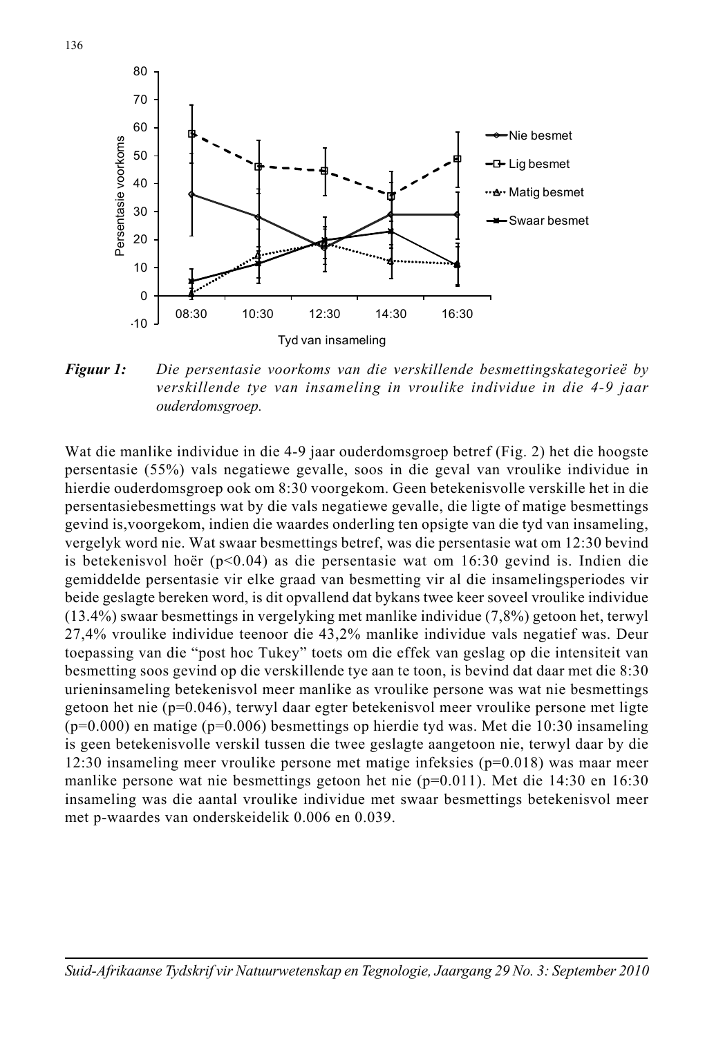*Figuur 1: Die persentasie voorkoms van die verskillende besmettingskategorieë by verskillende tye van insameling in vroulike individue in die 4-9 jaar ouderdomsgroep.*

Wat die manlike individue in die 4-9 jaar ouderdomsgroep betref (Fig. 2) het die hoogste persentasie (55%) vals negatiewe gevalle, soos in die geval van vroulike individue in hierdie ouderdomsgroep ook om 8:30 voorgekom. Geen betekenisvolle verskille het in die persentasiebesmettings wat by die vals negatiewe gevalle, die ligte of matige besmettings gevind is,voorgekom, indien die waardes onderling ten opsigte van die tyd van insameling, vergelyk word nie. Wat swaar besmettings betref, was die persentasie wat om 12:30 bevind is betekenisvol hoër ($p<0.04$) as die persentasie wat om 16:30 gevind is. Indien die gemiddelde persentasie vir elke graad van besmetting vir al die insamelingsperiodes vir beide geslagte bereken word, is dit opvallend dat bykans twee keer soveel vroulike individue (13.4%) swaar besmettings in vergelyking met manlike individue (7,8%) getoon het, terwyl 27,4% vroulike individue teenoor die 43,2% manlike individue vals negatief was. Deur toepassing van die "post hoc Tukey" toets om die effek van geslag op die intensiteit van besmetting soos gevind op die verskillende tye aan te toon, is bevind dat daar met die 8:30 urieninsameling betekenisvol meer manlike as vroulike persone was wat nie besmettings getoon het nie ($p=0.046$), terwyl daar egter betekenisvol meer vroulike persone met ligte ($p=0.000$) en matige ($p=0.006$) besmettings op hierdie tyd was. Met die 10:30 insameling is geen betekenisvolle verskil tussen die twee geslagte aangetoon nie, terwyl daar by die 12:30 insameling meer vroulike persone met matige infeksies ($p=0.018$) was maar meer manlike persone wat nie besmettings getoon het nie ($p=0.011$). Met die 14:30 en 16:30 insameling was die aantal vroulike individue met swaar besmettings betekenisvol meer met p-waardes van onderskeidelik 0.006 en 0.039.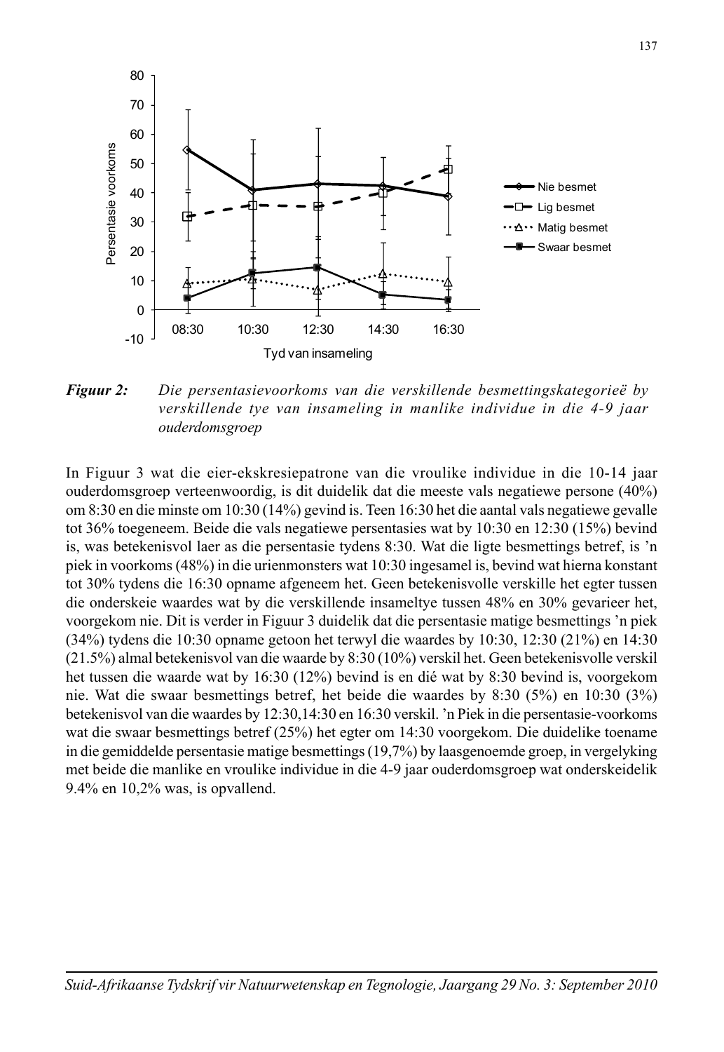*Figuur 2:* *Die persentasievoorkoms van die verskillende besmettingskategorieë by verskillende tye van insameling in manlike individue in die 4-9 jaar ouderdomsgroep*

In Figuur 3 wat die eier-ekskresiepatrone van die vroulike individue in die 10-14 jaar ouderdomsgroep verteenwoordig, is dit duidelik dat die meeste vals negatiewe persone (40%) om 8:30 en die minste om 10:30 (14%) gevind is. Teen 16:30 het die aantal vals negatiewe gevalle tot 36% toegeneem. Beide die vals negatiewe persentasies wat by 10:30 en 12:30 (15%) bevind is, was betekenisvol laer as die persentasie tydens 8:30. Wat die ligte besmettings betref, is 'n piek in voorkoms (48%) in die urienmonsters wat 10:30 ingesamel is, bevind wat hierna konstant tot 30% tydens die 16:30 opname afgeneem het. Geen betekenisvolle verskille het egter tussen die onderskeie waardes wat by die verskillende insameltye tussen 48% en 30% gevarieer het, voorgekom nie. Dit is verder in Figuur 3 duidelik dat die persentasie matige besmettings 'n piek (34%) tydens die 10:30 opname getoon het terwyl die waardes by 10:30, 12:30 (21%) en 14:30 (21.5%) almal betekenisvol van die waarde by 8:30 (10%) verskil het. Geen betekenisvolle verskil het tussen die waarde wat by 16:30 (12%) bevind is en dié wat by 8:30 bevind is, voorgekom nie. Wat die swaar besmettings betref, het beide die waardes by 8:30 (5%) en 10:30 (3%) betekenisvol van die waardes by 12:30,14:30 en 16:30 verskil. 'n Piek in die persentasie-voorkoms wat die swaar besmettings betref (25%) het egter om 14:30 voorgekom. Die duidelike toename in die gemiddelde persentasie matige besmettings (19,7%) by laasgenoemde groep, in vergelyking met beide die manlike en vroulike individue in die 4-9 jaar ouderdomsgroep wat onderskeidelik 9.4% en 10,2% was, is opvallend.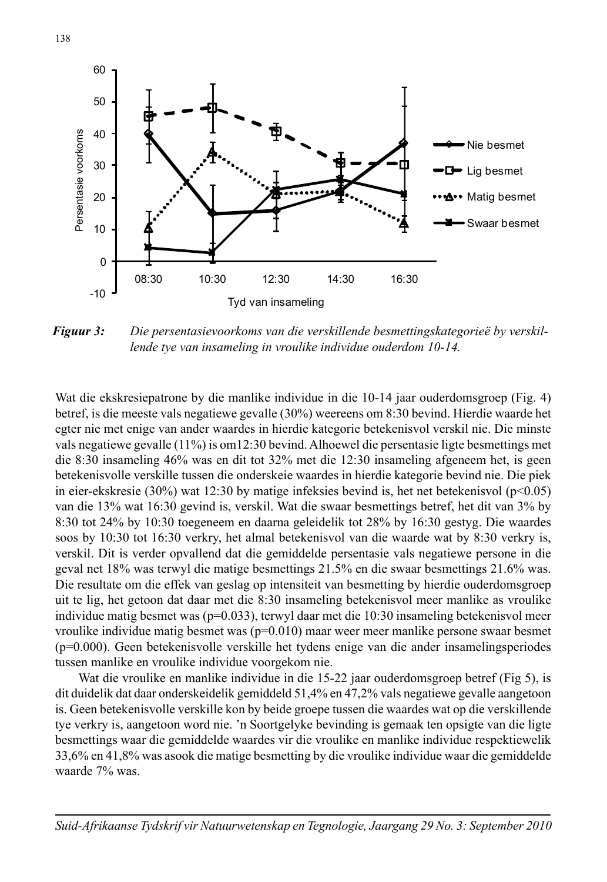*Figuur 3: Die persentasievoorkoms van die verskillende besmettingskategorieë by verskillende tye van insameling in vroulike individue ouderdom 10-14.*

Wat die ekskresiepatrone by die manlike individue in die 10-14 jaar ouderdomsgroep (Fig. 4) betref, is die meeste vals negatiewe gevalle (30%) weereens om 8:30 bevind. Hierdie waarde het egter nie met enige van ander waardes in hierdie kategorie betekenisvol verskil nie. Die minste vals negatiewe gevalle (11%) is om12:30 bevind. Alhoewel die persentasie ligte besmettings met die 8:30 insameling 46% was en dit tot 32% met die 12:30 insameling afgeneem het, is geen betekenisvolle verskille tussen die onderskeie waardes in hierdie kategorie bevind nie. Die piek in eier-ekskresie (30%) wat 12:30 by matige infeksies bevind is, het net betekenisvol ($p<0.05$) van die 13% wat 16:30 gevind is, verskil. Wat die swaar besmettings betref, het dit van 3% by 8:30 tot 24% by 10:30 toegeneem en daarna geleidelik tot 28% by 16:30 gestyg. Die waardes soos by 10:30 tot 16:30 verkry, het almal betekenisvol van die waarde wat by 8:30 verkry is, verskil. Dit is verder opvallend dat die gemiddelde persentasie vals negatiewe persone in die geval net 18% was terwyl die matige besmettings 21.5% en die swaar besmettings 21.6% was. Die resultate om die effek van geslag op intensiteit van besmetting by hierdie ouderdomsgroep uit te lig, het getoon dat daar met die 8:30 insameling betekenisvol meer manlike as vroulike individue matig besmet was ($p=0.033$), terwyl daar met die 10:30 insameling betekenisvol meer vroulike individue matig besmet was ($p=0.010$) maar weer meer manlike persone swaar besmet ($p=0.000$). Geen betekenisvolle verskille het tydens enige van die ander insamelingsperiodes tussen manlike en vroulike individue voorgekom nie.

Wat die vroulike en manlike individue in die 15-22 jaar ouderdomsgroep betref (Fig 5), is dit duidelik dat daar onderskeidelik gemiddeld 51,4% en 47,2% vals negatiewe gevalle aangetoon is. Geen betekenisvolle verskille kon by beide groepe tussen die waardes wat op die verskillende tye verkry is, aangetoon word nie. 'n Soortgelyke bevinding is gemaak ten opsigte van die ligte besmettings waar die gemiddelde waardes vir die vroulike en manlike individue respektiewelik 33,6% en 41,8% was asook die matige besmetting by die vroulike individue waar die gemiddelde waarde 7% was.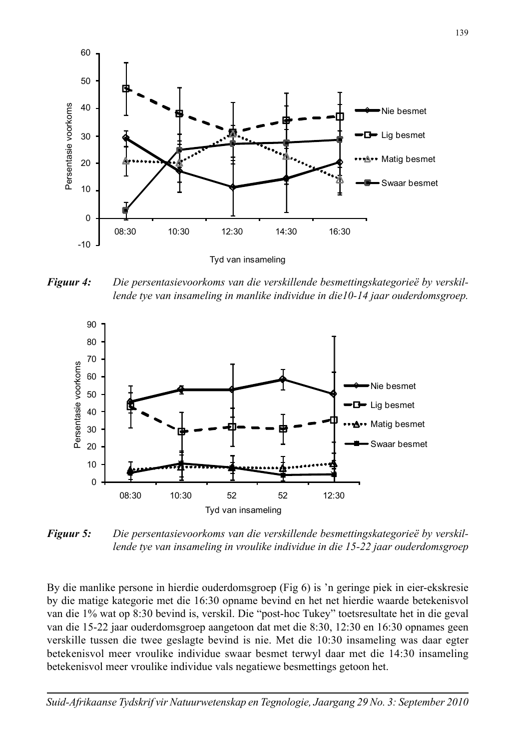*Figuur 4:* *Die persentasievoorkoms van die verskillende besmettingskategorieë by verskillende tye van insameling in manlike individue in die10-14 jaar ouderdomsgroep.*

*Figuur 5:* *Die persentasievoorkoms van die verskillende besmettingskategorieë by verskillende tye van insameling in vroulike individue in die 15-22 jaar ouderdomsgroep*

By die manlike persone in hierdie ouderdomsgroep (Fig 6) is 'n geringe piek in eier-ekskresie by die matige kategorie met die 16:30 opname bevind en het net hierdie waarde betekenisvol van die 1% wat op 8:30 bevind is, verskil. Die "post-hoc Tukey" toetsresultate het in die geval van die 15-22 jaar ouderdomsgroep aangetoon dat met die 8:30, 12:30 en 16:30 opnames geen verskille tussen die twee geslagte bevind is nie. Met die 10:30 insameling was daar egter betekenisvol meer vroulike individue swaar besmet terwyl daar met die 14:30 insameling betekenisvol meer vroulike individue vals negatiewe besmettings getoon het.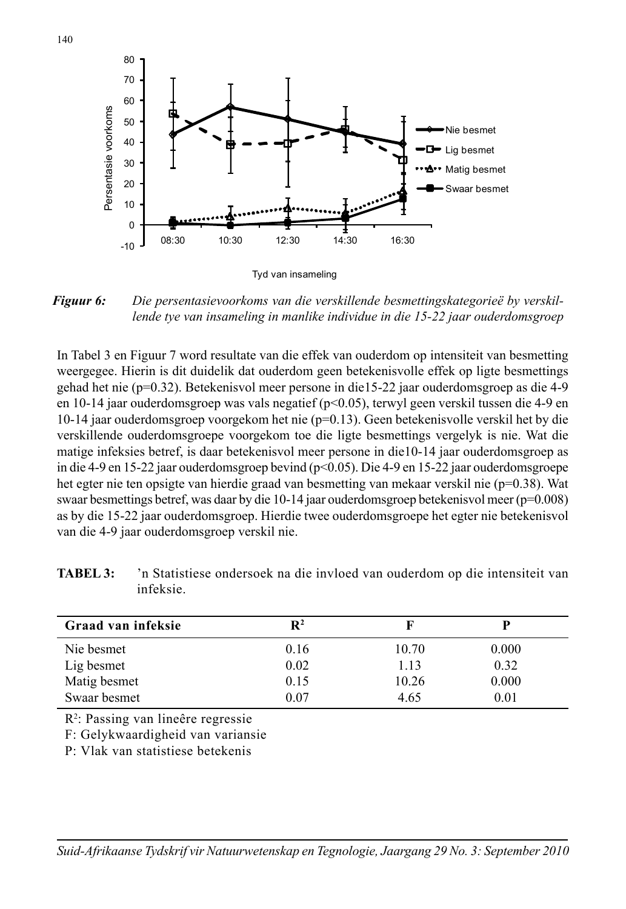*Figuur 6:* *Die persentasievoorkoms van die verskillende besmettingskategorieë by verskillende tye van insameling in manlike individue in die 15-22 jaar ouderdomsgroep*

In Tabel 3 en Figuur 7 word resultate van die effek van ouderdom op intensiteit van besmetting weergegee. Hierin is dit duidelik dat ouderdom geen betekenisvolle effek op ligte besmettings gehad het nie (p=0.32). Betekenisvol meer persone in die15-22 jaar ouderdomsgroep as die 4-9 en 10-14 jaar ouderdomsgroep was vals negatief (p<0.05), terwyl geen verskil tussen die 4-9 en 10-14 jaar ouderdomsgroep voorgekom het nie (p=0.13). Geen betekenisvolle verskil het by die verskillende ouderdomsgroepe voorgekom toe die ligte besmettings vergelyk is nie. Wat die matige infeksies betref, is daar betekenisvol meer persone in die10-14 jaar ouderdomsgroep as in die 4-9 en 15-22 jaar ouderdomsgroep bevind (p<0.05). Die 4-9 en 15-22 jaar ouderdomsgroepe het egter nie ten opsigte van hierdie graad van besmetting van mekaar verskil nie (p=0.38). Wat swaar besmettings betref, was daar by die 10-14 jaar ouderdomsgroep betekenisvol meer (p=0.008) as by die 15-22 jaar ouderdomsgroep. Hierdie twee ouderdomsgroepe het egter nie betekenisvol van die 4-9 jaar ouderdomsgroep verskil nie.

**TABEL 3:** 'n Statistiese ondersoek na die invloed van ouderdom op die intensiteit van infeksie.

| Graad van infeksie | $R^2$ | F | P |
|---|---|---|---|
| Nie besmet | 0.16 | 10.70 | 0.000 |
| Lig besmet | 0.02 | 1.13 | 0.32 |
| Matig besmet | 0.15 | 10.26 | 0.000 |
| Swaar besmet | 0.07 | 4.65 | 0.01 |

$R^2$: Passing van lineêre regressie
F: Gelykwaardigheid van variansie
P: Vlak van statistiese betekenis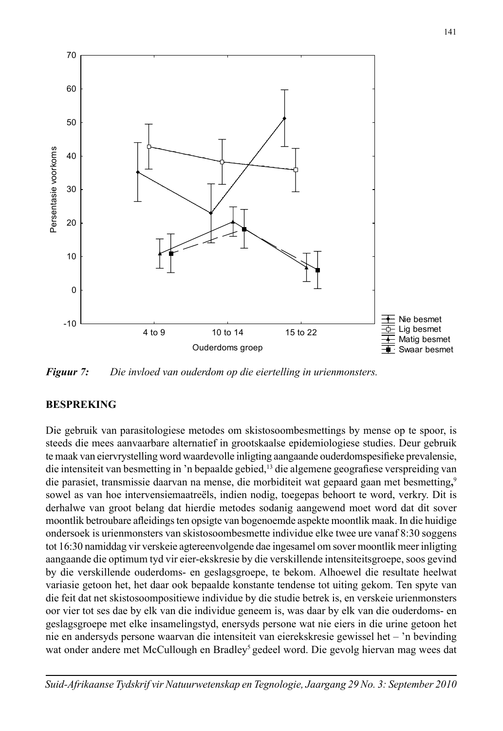*Figuur 7:* *Die invloed van ouderdom op die eiertelling in urienmonsters.*

## BESPREKING

Die gebruik van parasitologiese metodes om skistosoombesmettings by mense op te spoor, is steeds die mees aanvaarbare alternatief in grootskaalse epidemiologiese studies. Deur gebruik te maak van eiervrystelling word waardevolle inligting aangaande ouderdomspesifieke prevalensie, die intensiteit van besmetting in 'n bepaalde gebied,[13] die algemene geografiese verspreiding van die parasiet, transmissie daarvan na mense, die morbiditeit wat gepaard gaan met besmetting,[9] sowel as van hoe intervensiemaatreëls, indien nodig, toegepas behoort te word, verkry. Dit is derhalwe van groot belang dat hierdie metodes sodanig aangewend moet word dat dit sover moontlik betroubare afleidings ten opsigte van bogenoemde aspekte moontlik maak. In die huidige ondersoek is urienmonsters van skistosoombesmette individue elke twee ure vanaf 8:30 soggens tot 16:30 namiddag vir verskeie agtereenvolgende dae ingesamel om sover moontlik meer inligting aangaande die optimum tyd vir eier-ekskresie by die verskillende intensiteitsgroepe, soos gevind by die verskillende ouderdoms- en geslagsgroepe, te bekom. Alhoewel die resultate heelwat variasie getoon het, het daar ook bepaalde konstante tendense tot uiting gekom. Ten spyte van die feit dat net skistosoompositiewe individue by die studie betrek is, en verskeie urienmonsters oor vier tot ses dae by elk van die individue geneem is, was daar by elk van die ouderdoms- en geslagsgroepe met elke insamelingstyd, enersyds persone wat nie eiers in die urine getoon het nie en andersyds persone waarvan die intensiteit van eierekskresie gewissel het – 'n bevinding wat onder andere met McCullough en Bradley[5] gedeel word. Die gevolg hiervan mag wees dat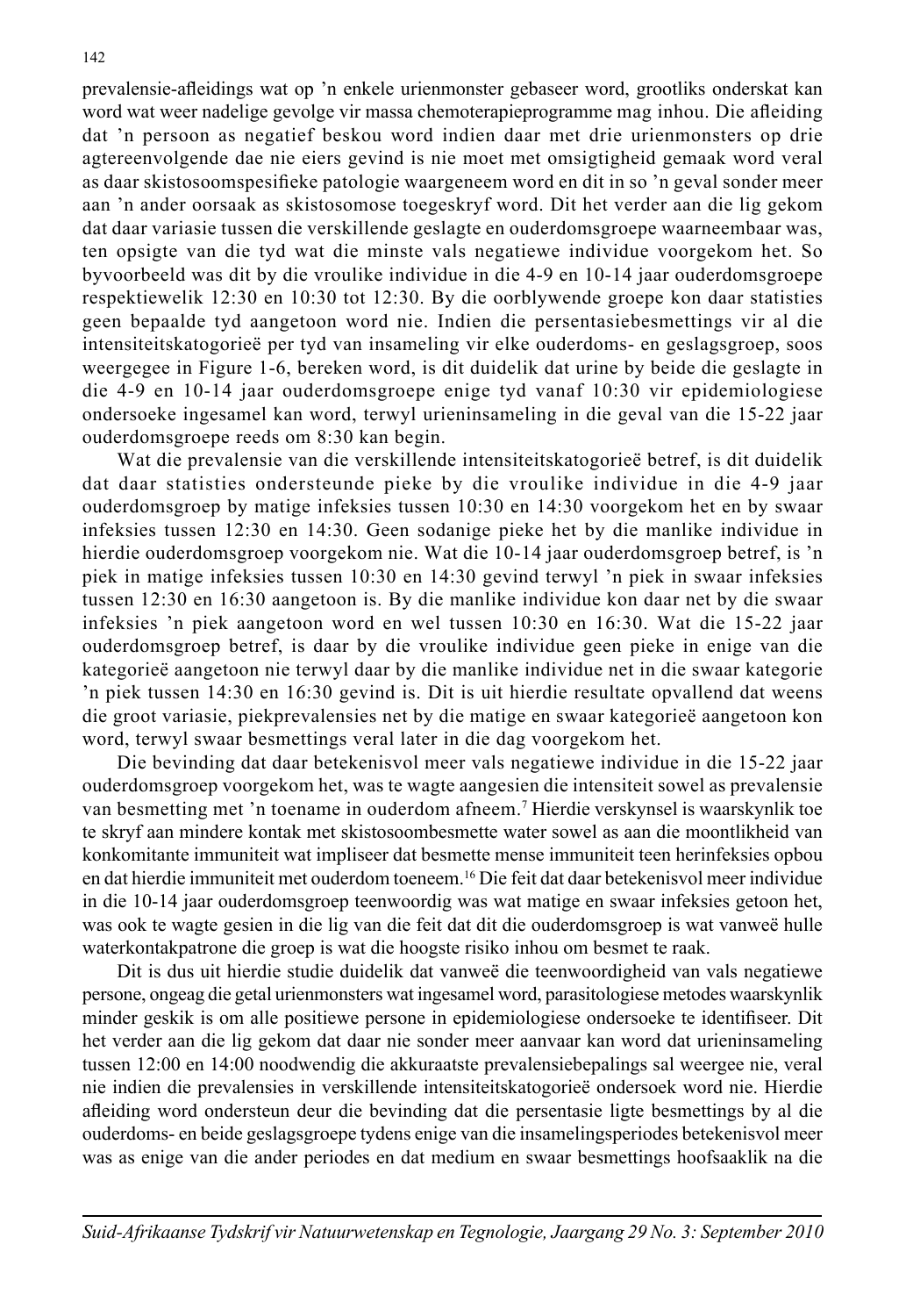prevalensie-afleidings wat op 'n enkele urienmonster gebaseer word, grootliks onderskat kan word wat weer nadelige gevolge vir massa chemoterapieprogramme mag inhou. Die afleiding dat 'n persoon as negatief beskou word indien daar met drie urienmonsters op drie agtereenvolgende dae nie eiers gevind is nie moet met omsigtigheid gemaak word veral as daar skistosoomspesifieke patologie waargeneem word en dit in so 'n geval sonder meer aan 'n ander oorsaak as skistosomose toegeskryf word. Dit het verder aan die lig gekom dat daar variasie tussen die verskillende geslagte en ouderdomsgroepe waarneembaar was, ten opsigte van die tyd wat die minste vals negatiewe individue voorgekom het. So byvoorbeeld was dit by die vroulike individue in die 4-9 en 10-14 jaar ouderdomsgroepe respektiewelik 12:30 en 10:30 tot 12:30. By die oorblywende groepe kon daar statisties geen bepaalde tyd aangetoon word nie. Indien die persentasiebesmettings vir al die intensiteitskategorieë per tyd van insameling vir elke ouderdoms- en geslagsgroep, soos weergegee in Figure 1-6, bereken word, is dit duidelik dat urine by beide die geslagte in die 4-9 en 10-14 jaar ouderdomsgroepe enige tyd vanaf 10:30 vir epidemiologiese ondersoeke ingesamel kan word, terwyl urieninsameling in die geval van die 15-22 jaar ouderdomsgroepe reeds om 8:30 kan begin.

Wat die prevalensie van die verskillende intensiteitskategorieë betref, is dit duidelik dat daar statisties ondersteunde pieke by die vroulike individue in die 4-9 jaar ouderdomsgroep by matige infeksies tussen 10:30 en 14:30 voorgekom het en by swaar infeksies tussen 12:30 en 14:30. Geen sodanige pieke het by die manlike individue in hierdie ouderdomsgroep voorgekom nie. Wat die 10-14 jaar ouderdomsgroep betref, is 'n piek in matige infeksies tussen 10:30 en 14:30 gevind terwyl 'n piek in swaar infeksies tussen 12:30 en 16:30 aangetoon is. By die manlike individue kon daar net by die swaar infeksies 'n piek aangetoon word en wel tussen 10:30 en 16:30. Wat die 15-22 jaar ouderdomsgroep betref, is daar by die vroulike individue geen pieke in enige van die kategorieë aangetoon nie terwyl daar by die manlike individue net in die swaar kategorie 'n piek tussen 14:30 en 16:30 gevind is. Dit is uit hierdie resultate opvallend dat weens die groot variasie, piekprevalensies net by die matige en swaar kategorieë aangetoon kon word, terwyl swaar besmettings veral later in die dag voorgekom het.

Die bevinding dat daar betekenisvol meer vals negatiewe individue in die 15-22 jaar ouderdomsgroep voorgekom het, was te wagte aangesien die intensiteit sowel as prevalensie van besmetting met 'n toename in ouderdom afneem.[7] Hierdie verskynsel is waarskynlik toe te skryf aan mindere kontak met skistosoombesmette water sowel as aan die moontlikheid van konkomitante immuniteit wat impliseer dat besmette mense immuniteit teen herinfeksies opbou en dat hierdie immuniteit met ouderdom toeneem.[16] Die feit dat daar betekenisvol meer individue in die 10-14 jaar ouderdomsgroep teenwoordig was wat matige en swaar infeksies getoon het, was ook te wagte gesien in die lig van die feit dat dit die ouderdomsgroep is wat vanweë hulle waterkontakpatrone die groep is wat die hoogste risiko inhou om besmet te raak.

Dit is dus uit hierdie studie duidelik dat vanweë die teenwoordigheid van vals negatiewe persone, ongeag die getal urienmonsters wat ingesamel word, parasitologiese metodes waarskynlik minder geskik is om alle positiewe persone in epidemiologiese ondersoeke te identifiseer. Dit het verder aan die lig gekom dat daar nie sonder meer aanvaar kan word dat urieninsameling tussen 12:00 en 14:00 noodwendig die akkuraatste prevalensiebepalings sal weergee nie, veral nie indien die prevalensies in verskillende intensiteitskategorieë ondersoek word nie. Hierdie afleiding word ondersteun deur die bevinding dat die persentasie ligte besmettings by al die ouderdoms- en beide geslagsgroepe tydens enige van die insamelingsperiodes betekenisvol meer was as enige van die ander periodes en dat medium en swaar besmettings hoofsaaklik na die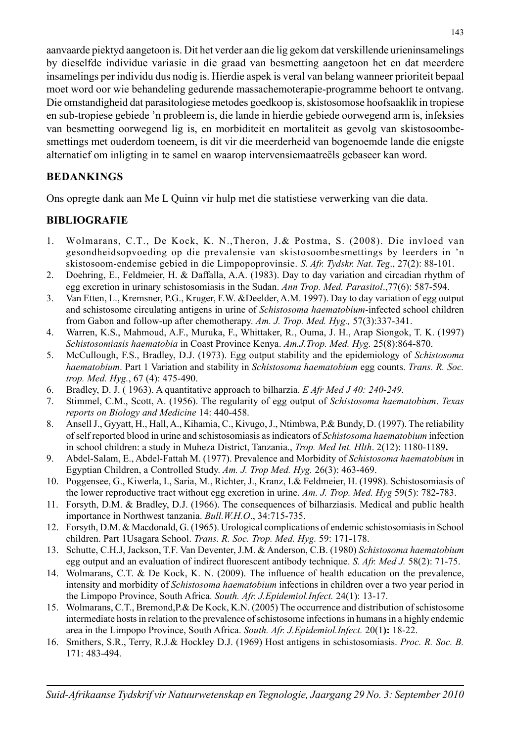aanvaarde piektyd aangetoon is. Dit het verder aan die lig gekom dat verskillende urieninsamelings by dieselfde individue variasie in die graad van besmetting aangetoon het en dat meerdere insamelings per individu dus nodig is. Hierdie aspek is veral van belang wanneer prioriteit bepaal moet word oor wie behandeling gedurende massachemoterapie-programme behoort te ontvang. Die omstandigheid dat parasitologiese metodes goedkoop is, skistosomose hoofsaaklik in tropiese en sub-tropiese gebiede 'n probleem is, die lande in hierdie gebiede oorwegend arm is, infeksies van besmetting oorwegend lig is, en morbiditeit en mortaliteit as gevolg van skistosoombesmettings met ouderdom toeneem, is dit vir die meerderheid van bogenoemde lande die enigste alternatief om inligting in te samel en waarop intervensiemaatreëls gebaseer kan word.

## BEDANKINGS

Ons opregte dank aan Me L Quinn vir hulp met die statistiese verwerking van die data.

## BIBLIOGRAFIE

1. Wolmarans, C.T., De Kock, K. N.,Theron, J.& Postma, S. (2008). Die invloed van gesondheidsopvoeding op die prevalensie van skistosoombesmettings by leerders in 'n skistosoom-endemise gebied in die Limpopoprovinsie. *S. Afr. Tydskr. Nat. Teg*., 27(2): 88-101.
2. Doehring, E., Feldmeier, H. & Daffalla, A.A. (1983). Day to day variation and circadian rhythm of egg excretion in urinary schistosomiasis in the Sudan. *Ann Trop. Med. Parasitol*.,77(6): 587-594.
3. Van Etten, L., Kremsner, P.G., Kruger, F.W. &Deelder, A.M. 1997). Day to day variation of egg output and schistosome circulating antigens in urine of *Schistosoma haematobium*-infected school children from Gabon and follow-up after chemotherapy. *Am. J. Trop. Med. Hyg.,* 57(3):337-341.
4. Warren, K.S., Mahmoud, A.F., Muruka, F., Whittaker, R., Ouma, J. H., Arap Siongok, T. K. (1997) *Schistosomiasis haematobia* in Coast Province Kenya. *Am.J.Trop. Med. Hyg.* 25(8):864-870.
5. McCullough, F.S., Bradley, D.J. (1973). Egg output stability and the epidemiology of *Schistosoma haematobium*. Part 1 Variation and stability in *Schistosoma haematobium* egg counts. *Trans. R. Soc. trop. Med. Hyg.*, 67 (4): 475-490.
6. Bradley, D. J. ( 1963). A quantitative approach to bilharzia. *E Afr Med J 40: 240-249.*
7. Stimmel, C.M., Scott, A. (1956). The regularity of egg output of *Schistosoma haematobium*. *Texas reports on Biology and Medicine* 14: 440-458.
8. Ansell J., Gyyatt, H., Hall, A., Kihamia, C., Kivugo, J., Ntimbwa, P.& Bundy, D. (1997). The reliability of self reported blood in urine and schistosomiasis as indicators of *Schistosoma haematobium* infection in school children: a study in Muheza District, Tanzania., *Trop. Med Int. Hlth*. 2(12): 1180-1189**.**
9. Abdel-Salam, E., Abdel-Fattah M. (1977). Prevalence and Morbidity of *Schistosoma haematobium* in Egyptian Children, a Controlled Study. *Am. J. Trop Med. Hyg.* 26(3): 463-469.
10. Poggensee, G., Kiwerla, I., Saria, M., Richter, J., Kranz, I.& Feldmeier, H. (1998). Schistosomiasis of the lower reproductive tract without egg excretion in urine. *Am. J. Trop. Med. Hyg* 59(5): 782-783.
11. Forsyth, D.M. & Bradley, D.J. (1966). The consequences of bilharziasis. Medical and public health importance in Northwest tanzania. *Bull.W.H.O*., 34:715-735.
12. Forsyth, D.M. & Macdonald, G. (1965). Urological complications of endemic schistosomiasis in School children. Part 1Usagara School. *Trans. R. Soc. Trop. Med. Hyg.* 59: 171-178.
13. Schutte, C.H.J, Jackson, T.F. Van Deventer, J.M. & Anderson, C.B. (1980) *Schistosoma haematobium* egg output and an evaluation of indirect fluorescent antibody technique. *S. Afr. Med J.* 58(2): 71-75.
14. Wolmarans, C.T. & De Kock, K. N. (2009). The influence of health education on the prevalence, intensity and morbidity of *Schistosoma haematobium* infections in children over a two year period in the Limpopo Province, South Africa. *South. Afr. J.Epidemiol.Infect.* 24(1): 13-17.
15. Wolmarans, C.T., Bremond,P.& De Kock, K.N. (2005) The occurrence and distribution of schistosome intermediate hosts in relation to the prevalence of schistosome infections in humans in a highly endemic area in the Limpopo Province, South Africa. *South. Afr. J.Epidemiol.Infect.* 20(1**):** 18-22.
16. Smithers, S.R., Terry, R.J.& Hockley D.J. (1969) Host antigens in schistosomiasis. *Proc. R. Soc. B.* 171: 483-494.